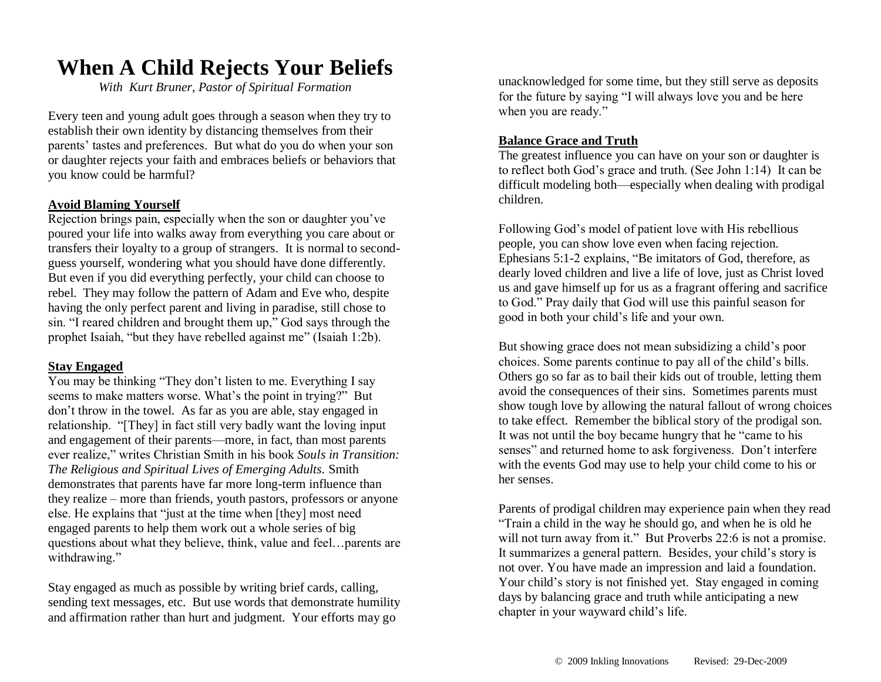# When A Child Rejects Your Beliefs

*With Kurt Bruner, Pastor of Spiritual Formation*

Every teen and young adult goes through a season when they try to establish their own identity by distancing themselves from their parents' tastes and preferences. But what do you do when your son or daughter rejects your faith and embraces beliefs or behaviors that you know could be harmful?

**Avoid Blaming Yourself**

Rejection brings pain, especially when the son or daughter you've poured your life into walks away from everything you care about or transfers their loyalty to a group of strangers. It is normal to second-guess yourself, wondering what you should have done differently. But even if you did everything perfectly, your child can choose to rebel. They may follow the pattern of Adam and Eve who, despite having the only perfect parent and living in paradise, still chose to sin. "I reared children and brought them up," God says through the prophet Isaiah, "but they have rebelled against me" (Isaiah 1:2b).

**Stay Engaged**

You may be thinking "They don't listen to me. Everything I say seems to make matters worse. What's the point in trying?" But don't throw in the towel. As far as you are able, stay engaged in relationship. "[They] in fact still very badly want the loving input and engagement of their parents—more, in fact, than most parents ever realize," writes Christian Smith in his book *Souls in Transition: The Religious and Spiritual Lives of Emerging Adults.* Smith demonstrates that parents have far more long-term influence than they realize – more than friends, youth pastors, professors or anyone else. He explains that "just at the time when [they] most need engaged parents to help them work out a whole series of big questions about what they believe, think, value and feel…parents are withdrawing."

Stay engaged as much as possible by writing brief cards, calling, sending text messages, etc. But use words that demonstrate humility and affirmation rather than hurt and judgment. Your efforts may go unacknowledged for some time, but they still serve as deposits for the future by saying "I will always love you and be here when you are ready."

**Balance Grace and Truth**

The greatest influence you can have on your son or daughter is to reflect both God's grace and truth. (See John 1:14) It can be difficult modeling both—especially when dealing with prodigal children.

Following God's model of patient love with His rebellious people, you can show love even when facing rejection. Ephesians 5:1-2 explains, "Be imitators of God, therefore, as dearly loved children and live a life of love, just as Christ loved us and gave himself up for us as a fragrant offering and sacrifice to God." Pray daily that God will use this painful season for good in both your child's life and your own.

But showing grace does not mean subsidizing a child's poor choices. Some parents continue to pay all of the child's bills. Others go so far as to bail their kids out of trouble, letting them avoid the consequences of their sins. Sometimes parents must show tough love by allowing the natural fallout of wrong choices to take effect. Remember the biblical story of the prodigal son. It was not until the boy became hungry that he "came to his senses" and returned home to ask forgiveness. Don't interfere with the events God may use to help your child come to his or her senses.

Parents of prodigal children may experience pain when they read "Train a child in the way he should go, and when he is old he will not turn away from it." But Proverbs 22:6 is not a promise. It summarizes a general pattern. Besides, your child's story is not over. You have made an impression and laid a foundation. Your child's story is not finished yet. Stay engaged in coming days by balancing grace and truth while anticipating a new chapter in your wayward child's life.

© 2009 Inkling Innovations Revised: 29-Dec-2009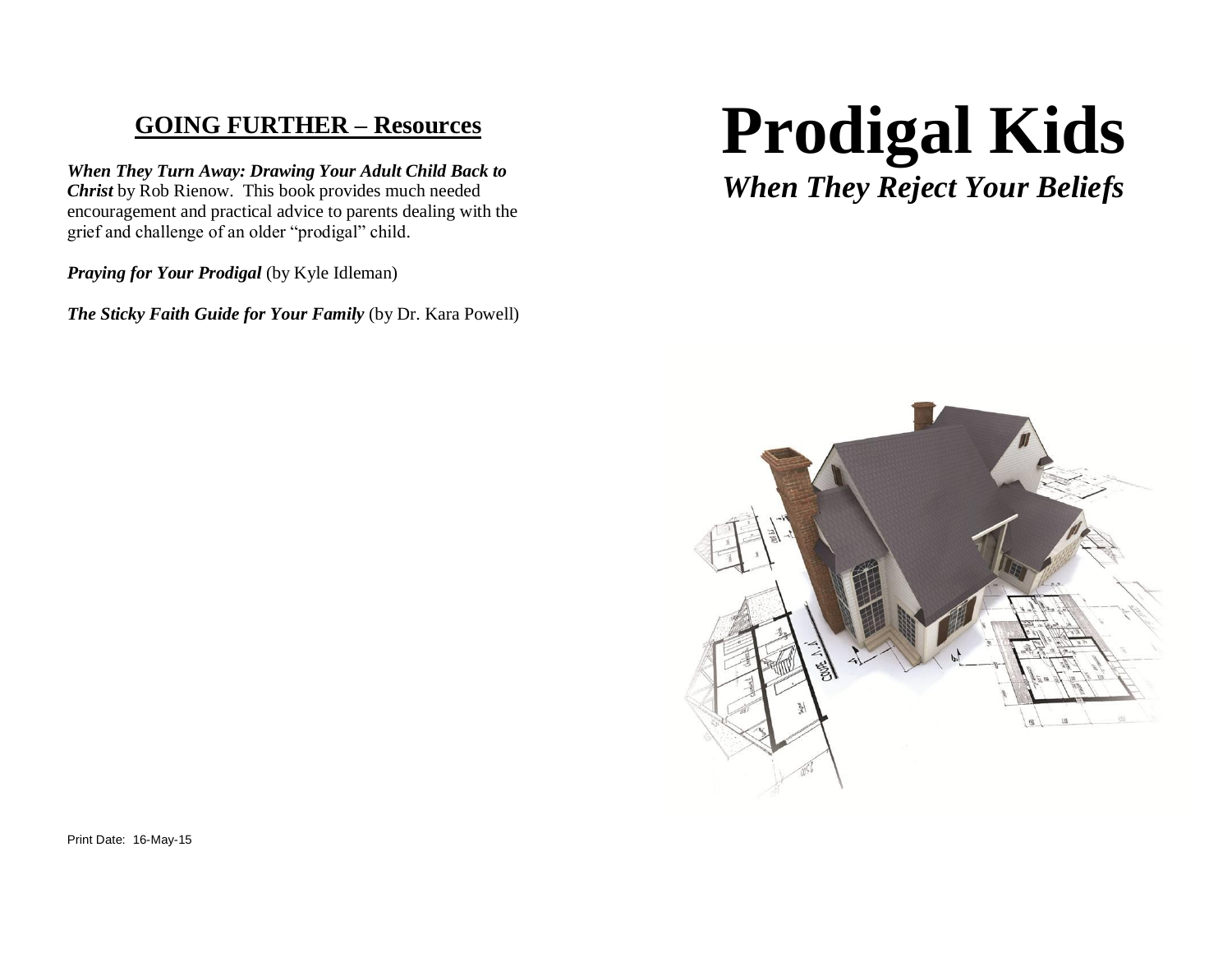## GOING FURTHER – Resources

***When They Turn Away: Drawing Your Adult Child Back to Christ*** by Rob Rienow. This book provides much needed encouragement and practical advice to parents dealing with the grief and challenge of an older "prodigal" child.

***Praying for Your Prodigal*** (by Kyle Idleman)

***The Sticky Faith Guide for Your Family*** (by Dr. Kara Powell)

Print Date: 16-May-15

# Prodigal Kids

## *When They Reject Your Beliefs*